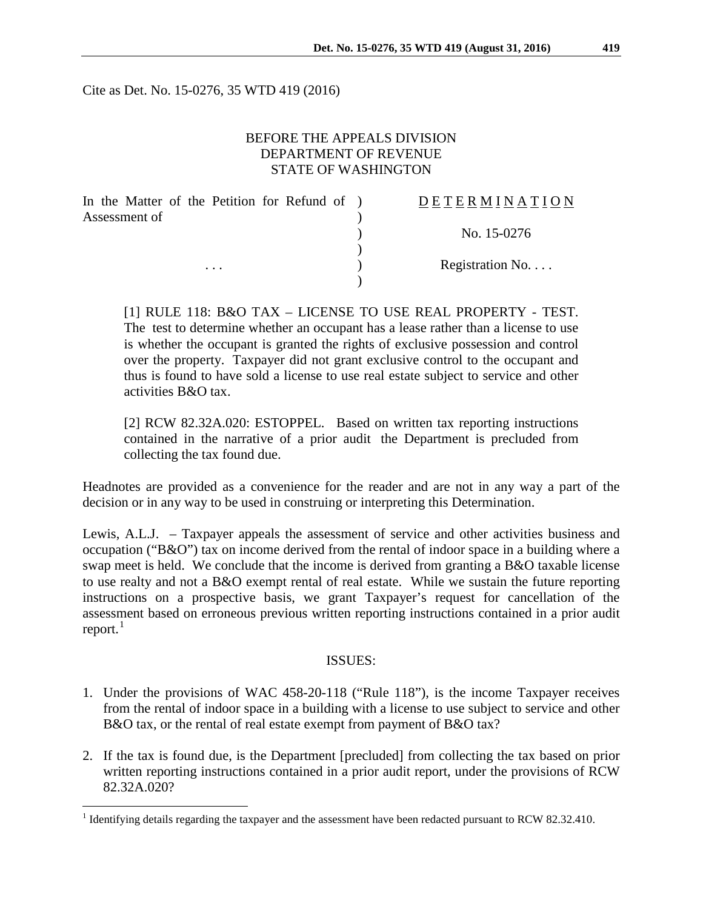Cite as Det. No. 15-0276, 35 WTD 419 (2016)

BEFORE THE APPEALS DIVISION
DEPARTMENT OF REVENUE
STATE OF WASHINGTON

| | | |
|---|---|---|
| In the Matter of the Petition for Refund of Assessment of | ) | D E T E R M I N A T I O N |
| | ) | No. 15-0276 |
| . . . | ) | Registration No. . . . |

[1] RULE 118: B&O TAX – LICENSE TO USE REAL PROPERTY - TEST. The test to determine whether an occupant has a lease rather than a license to use is whether the occupant is granted the rights of exclusive possession and control over the property. Taxpayer did not grant exclusive control to the occupant and thus is found to have sold a license to use real estate subject to service and other activities B&O tax.

[2] RCW 82.32A.020: ESTOPPEL. Based on written tax reporting instructions contained in the narrative of a prior audit the Department is precluded from collecting the tax found due.

Headnotes are provided as a convenience for the reader and are not in any way a part of the decision or in any way to be used in construing or interpreting this Determination.

Lewis, A.L.J. – Taxpayer appeals the assessment of service and other activities business and occupation ("B&O") tax on income derived from the rental of indoor space in a building where a swap meet is held. We conclude that the income is derived from granting a B&O taxable license to use realty and not a B&O exempt rental of real estate. While we sustain the future reporting instructions on a prospective basis, we grant Taxpayer's request for cancellation of the assessment based on erroneous previous written reporting instructions contained in a prior audit report.[1]

## ISSUES:

1. Under the provisions of WAC 458-20-118 ("Rule 118"), is the income Taxpayer receives from the rental of indoor space in a building with a license to use subject to service and other B&O tax, or the rental of real estate exempt from payment of B&O tax?

2. If the tax is found due, is the Department [precluded] from collecting the tax based on prior written reporting instructions contained in a prior audit report, under the provisions of RCW 82.32A.020?

[1] Identifying details regarding the taxpayer and the assessment have been redacted pursuant to RCW 82.32.410.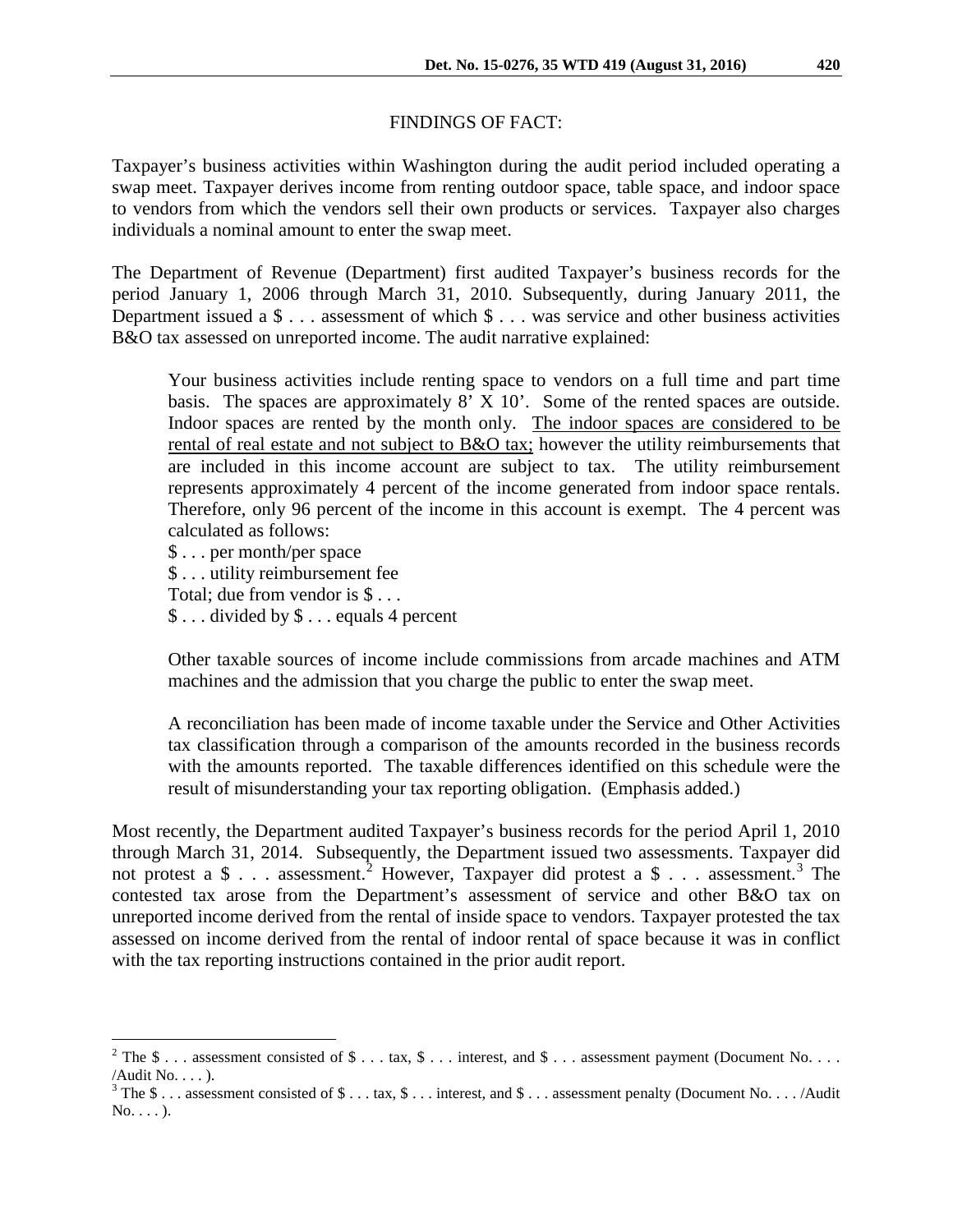FINDINGS OF FACT:

Taxpayer's business activities within Washington during the audit period included operating a swap meet. Taxpayer derives income from renting outdoor space, table space, and indoor space to vendors from which the vendors sell their own products or services. Taxpayer also charges individuals a nominal amount to enter the swap meet.

The Department of Revenue (Department) first audited Taxpayer's business records for the period January 1, 2006 through March 31, 2010. Subsequently, during January 2011, the Department issued a $ . . . assessment of which $ . . . was service and other business activities B&O tax assessed on unreported income. The audit narrative explained:

> Your business activities include renting space to vendors on a full time and part time basis. The spaces are approximately 8' X 10'. Some of the rented spaces are outside. Indoor spaces are rented by the month only. <u>The indoor spaces are considered to be rental of real estate and not subject to B&O tax;</u> however the utility reimbursements that are included in this income account are subject to tax. The utility reimbursement represents approximately 4 percent of the income generated from indoor space rentals. Therefore, only 96 percent of the income in this account is exempt. The 4 percent was calculated as follows:
>
> $ . . . per month/per space
> $ . . . utility reimbursement fee
> Total; due from vendor is $ . . .
> $ . . . divided by $ . . . equals 4 percent
>
> Other taxable sources of income include commissions from arcade machines and ATM machines and the admission that you charge the public to enter the swap meet.
>
> A reconciliation has been made of income taxable under the Service and Other Activities tax classification through a comparison of the amounts recorded in the business records with the amounts reported. The taxable differences identified on this schedule were the result of misunderstanding your tax reporting obligation. (Emphasis added.)

Most recently, the Department audited Taxpayer's business records for the period April 1, 2010 through March 31, 2014. Subsequently, the Department issued two assessments. Taxpayer did not protest a $ . . . assessment.[2] However, Taxpayer did protest a $ . . . assessment.[3] The contested tax arose from the Department's assessment of service and other B&O tax on unreported income derived from the rental of inside space to vendors. Taxpayer protested the tax assessed on income derived from the rental of indoor rental of space because it was in conflict with the tax reporting instructions contained in the prior audit report.

---

[2] The $ . . . assessment consisted of $ . . . tax, $ . . . interest, and $ . . . assessment payment (Document No. . . . /Audit No. . . . ).

[3] The $ . . . assessment consisted of $ . . . tax, $ . . . interest, and $ . . . assessment penalty (Document No. . . . /Audit No. . . . ).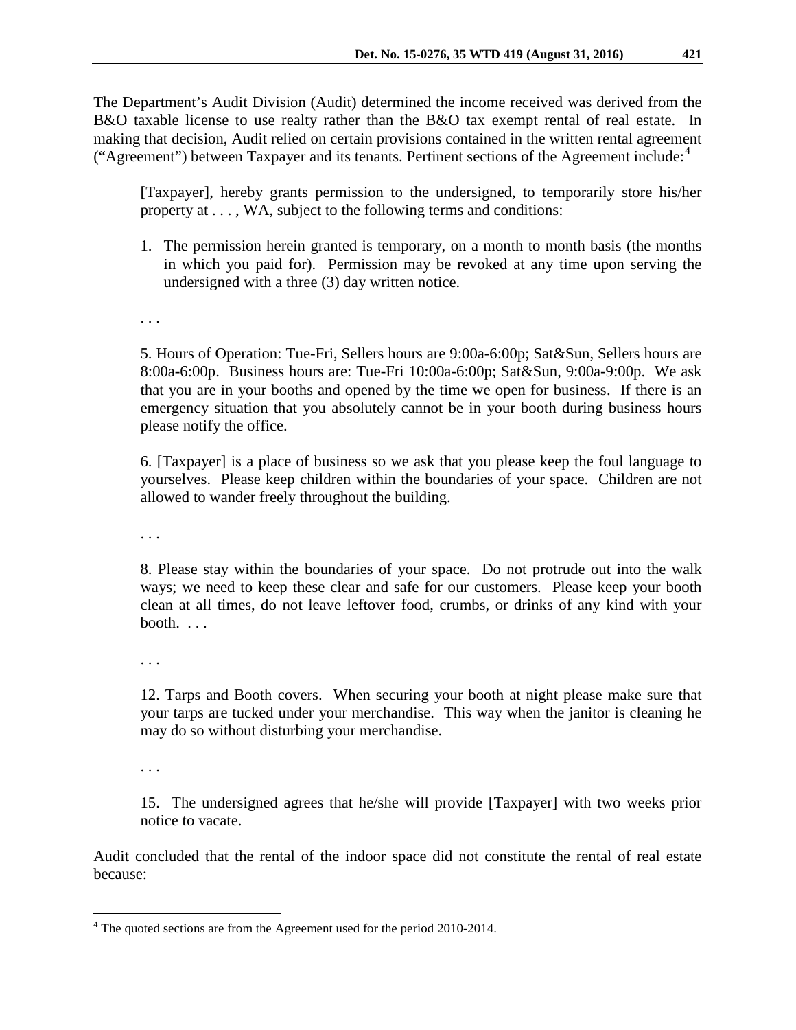The Department's Audit Division (Audit) determined the income received was derived from the B&O taxable license to use realty rather than the B&O tax exempt rental of real estate. In making that decision, Audit relied on certain provisions contained in the written rental agreement ("Agreement") between Taxpayer and its tenants. Pertinent sections of the Agreement include:[4]

> [Taxpayer], hereby grants permission to the undersigned, to temporarily store his/her property at . . . , WA, subject to the following terms and conditions:
>
> 1. The permission herein granted is temporary, on a month to month basis (the months in which you paid for). Permission may be revoked at any time upon serving the undersigned with a three (3) day written notice.
>
> . . .
>
> 5. Hours of Operation: Tue-Fri, Sellers hours are 9:00a-6:00p; Sat&Sun, Sellers hours are 8:00a-6:00p. Business hours are: Tue-Fri 10:00a-6:00p; Sat&Sun, 9:00a-9:00p. We ask that you are in your booths and opened by the time we open for business. If there is an emergency situation that you absolutely cannot be in your booth during business hours please notify the office.
>
> 6. [Taxpayer] is a place of business so we ask that you please keep the foul language to yourselves. Please keep children within the boundaries of your space. Children are not allowed to wander freely throughout the building.
>
> . . .
>
> 8. Please stay within the boundaries of your space. Do not protrude out into the walk ways; we need to keep these clear and safe for our customers. Please keep your booth clean at all times, do not leave leftover food, crumbs, or drinks of any kind with your booth. . . .
>
> . . .
>
> 12. Tarps and Booth covers. When securing your booth at night please make sure that your tarps are tucked under your merchandise. This way when the janitor is cleaning he may do so without disturbing your merchandise.
>
> . . .
>
> 15. The undersigned agrees that he/she will provide [Taxpayer] with two weeks prior notice to vacate.

Audit concluded that the rental of the indoor space did not constitute the rental of real estate because:

---

[4] The quoted sections are from the Agreement used for the period 2010-2014.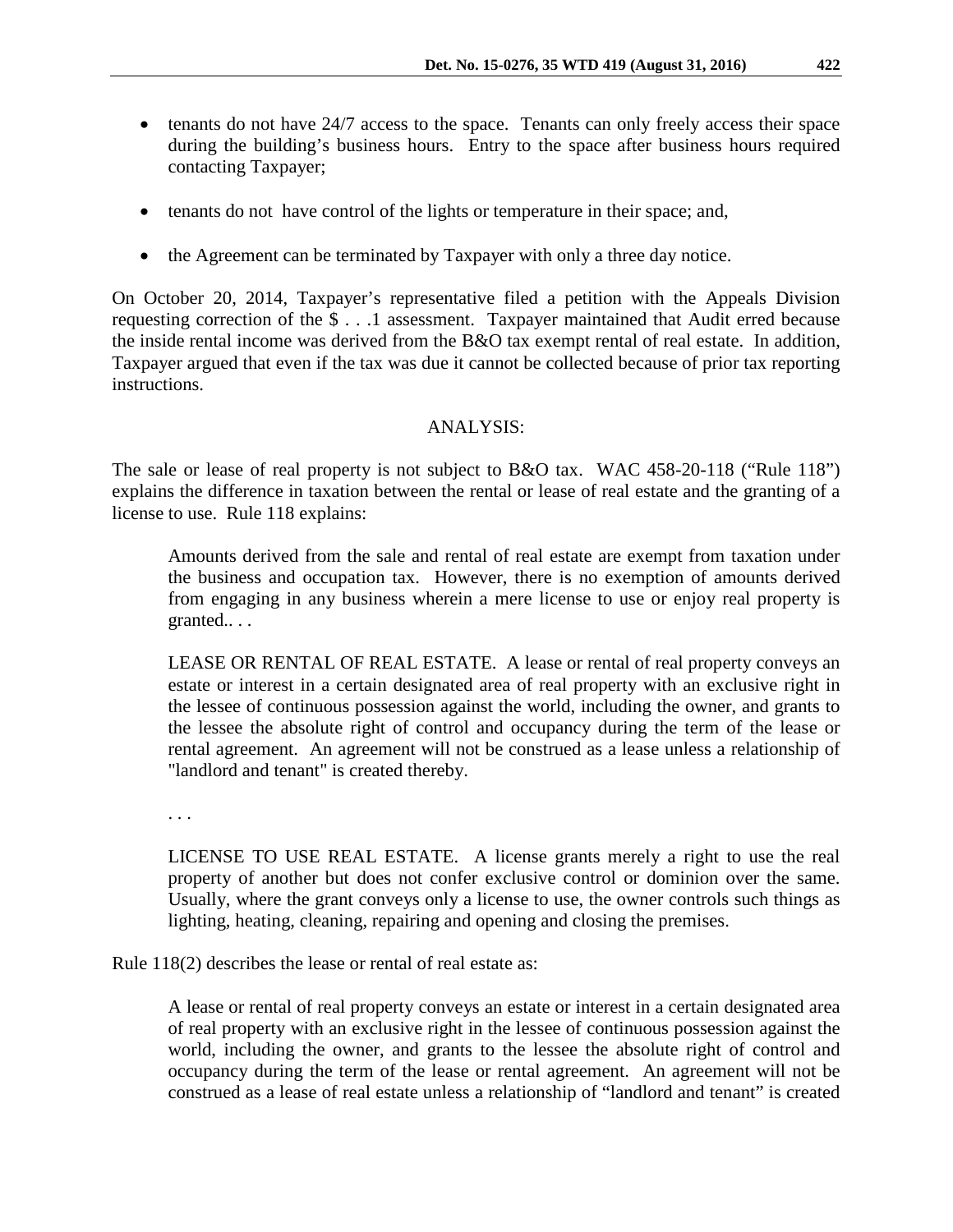- tenants do not have 24/7 access to the space. Tenants can only freely access their space during the building's business hours. Entry to the space after business hours required contacting Taxpayer;
- tenants do not have control of the lights or temperature in their space; and,
- the Agreement can be terminated by Taxpayer with only a three day notice.

On October 20, 2014, Taxpayer's representative filed a petition with the Appeals Division requesting correction of the $ . . .1 assessment. Taxpayer maintained that Audit erred because the inside rental income was derived from the B&O tax exempt rental of real estate. In addition, Taxpayer argued that even if the tax was due it cannot be collected because of prior tax reporting instructions.

## ANALYSIS:

The sale or lease of real property is not subject to B&O tax. WAC 458-20-118 ("Rule 118") explains the difference in taxation between the rental or lease of real estate and the granting of a license to use. Rule 118 explains:

> Amounts derived from the sale and rental of real estate are exempt from taxation under the business and occupation tax. However, there is no exemption of amounts derived from engaging in any business wherein a mere license to use or enjoy real property is granted.. . .
>
> LEASE OR RENTAL OF REAL ESTATE. A lease or rental of real property conveys an estate or interest in a certain designated area of real property with an exclusive right in the lessee of continuous possession against the world, including the owner, and grants to the lessee the absolute right of control and occupancy during the term of the lease or rental agreement. An agreement will not be construed as a lease unless a relationship of "landlord and tenant" is created thereby.
>
> . . .
>
> LICENSE TO USE REAL ESTATE. A license grants merely a right to use the real property of another but does not confer exclusive control or dominion over the same. Usually, where the grant conveys only a license to use, the owner controls such things as lighting, heating, cleaning, repairing and opening and closing the premises.

Rule 118(2) describes the lease or rental of real estate as:

> A lease or rental of real property conveys an estate or interest in a certain designated area of real property with an exclusive right in the lessee of continuous possession against the world, including the owner, and grants to the lessee the absolute right of control and occupancy during the term of the lease or rental agreement. An agreement will not be construed as a lease of real estate unless a relationship of "landlord and tenant" is created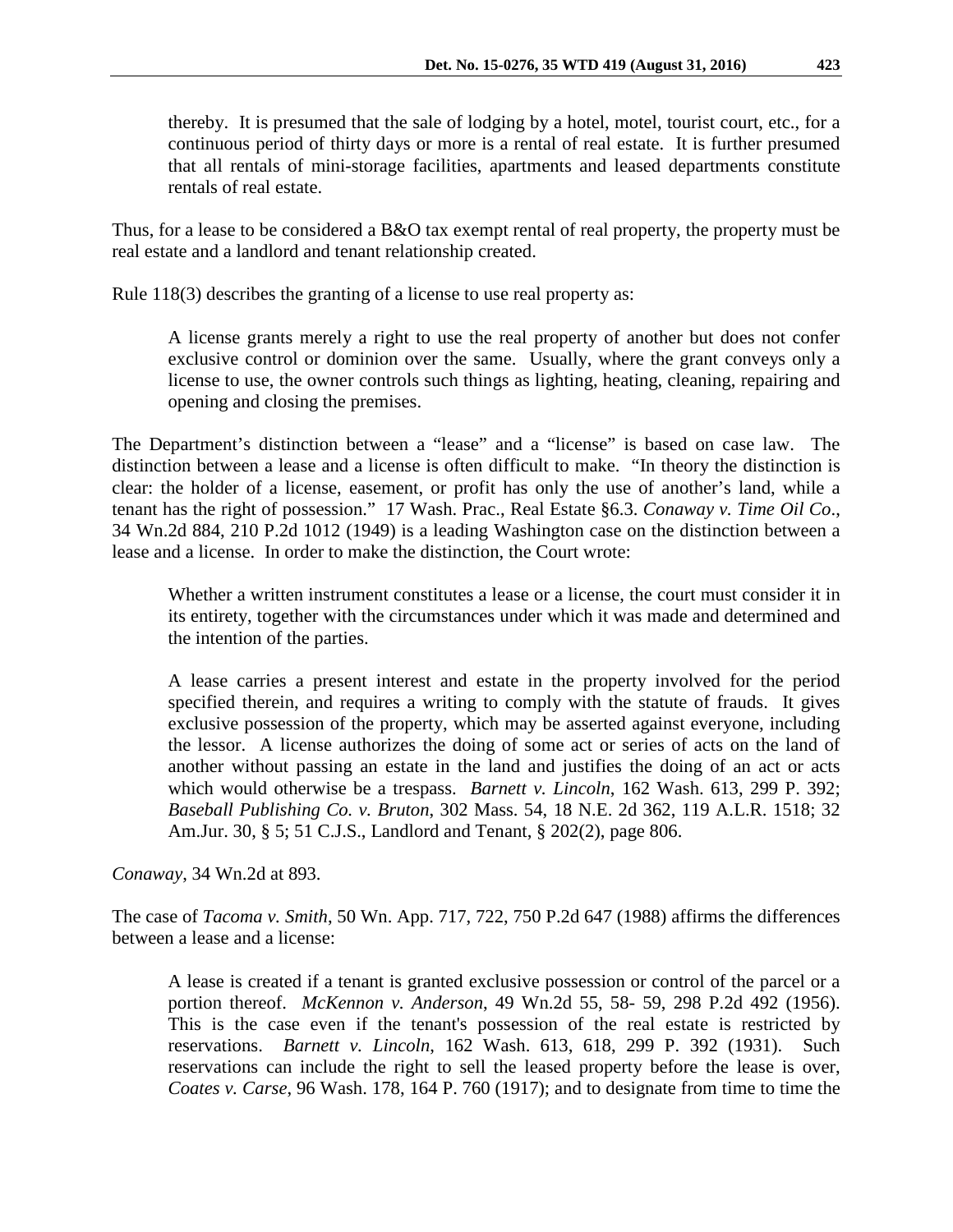> thereby. It is presumed that the sale of lodging by a hotel, motel, tourist court, etc., for a continuous period of thirty days or more is a rental of real estate. It is further presumed that all rentals of mini-storage facilities, apartments and leased departments constitute rentals of real estate.

Thus, for a lease to be considered a B&O tax exempt rental of real property, the property must be real estate and a landlord and tenant relationship created.

Rule 118(3) describes the granting of a license to use real property as:

> A license grants merely a right to use the real property of another but does not confer exclusive control or dominion over the same. Usually, where the grant conveys only a license to use, the owner controls such things as lighting, heating, cleaning, repairing and opening and closing the premises.

The Department's distinction between a "lease" and a "license" is based on case law. The distinction between a lease and a license is often difficult to make. "In theory the distinction is clear: the holder of a license, easement, or profit has only the use of another's land, while a tenant has the right of possession." 17 Wash. Prac., Real Estate §6.3. *Conaway v. Time Oil Co*., 34 Wn.2d 884, 210 P.2d 1012 (1949) is a leading Washington case on the distinction between a lease and a license. In order to make the distinction, the Court wrote:

> Whether a written instrument constitutes a lease or a license, the court must consider it in its entirety, together with the circumstances under which it was made and determined and the intention of the parties.
>
> A lease carries a present interest and estate in the property involved for the period specified therein, and requires a writing to comply with the statute of frauds. It gives exclusive possession of the property, which may be asserted against everyone, including the lessor. A license authorizes the doing of some act or series of acts on the land of another without passing an estate in the land and justifies the doing of an act or acts which would otherwise be a trespass. *Barnett v. Lincoln*, 162 Wash. 613, 299 P. 392; *Baseball Publishing Co. v. Bruton*, 302 Mass. 54, 18 N.E. 2d 362, 119 A.L.R. 1518; 32 Am.Jur. 30, § 5; 51 C.J.S., Landlord and Tenant, § 202(2), page 806.

*Conaway*, 34 Wn.2d at 893.

The case of *Tacoma v. Smith*, 50 Wn. App. 717, 722, 750 P.2d 647 (1988) affirms the differences between a lease and a license:

> A lease is created if a tenant is granted exclusive possession or control of the parcel or a portion thereof. *McKennon v. Anderson*, 49 Wn.2d 55, 58- 59, 298 P.2d 492 (1956). This is the case even if the tenant's possession of the real estate is restricted by reservations. *Barnett v. Lincoln*, 162 Wash. 613, 618, 299 P. 392 (1931). Such reservations can include the right to sell the leased property before the lease is over, *Coates v. Carse*, 96 Wash. 178, 164 P. 760 (1917); and to designate from time to time the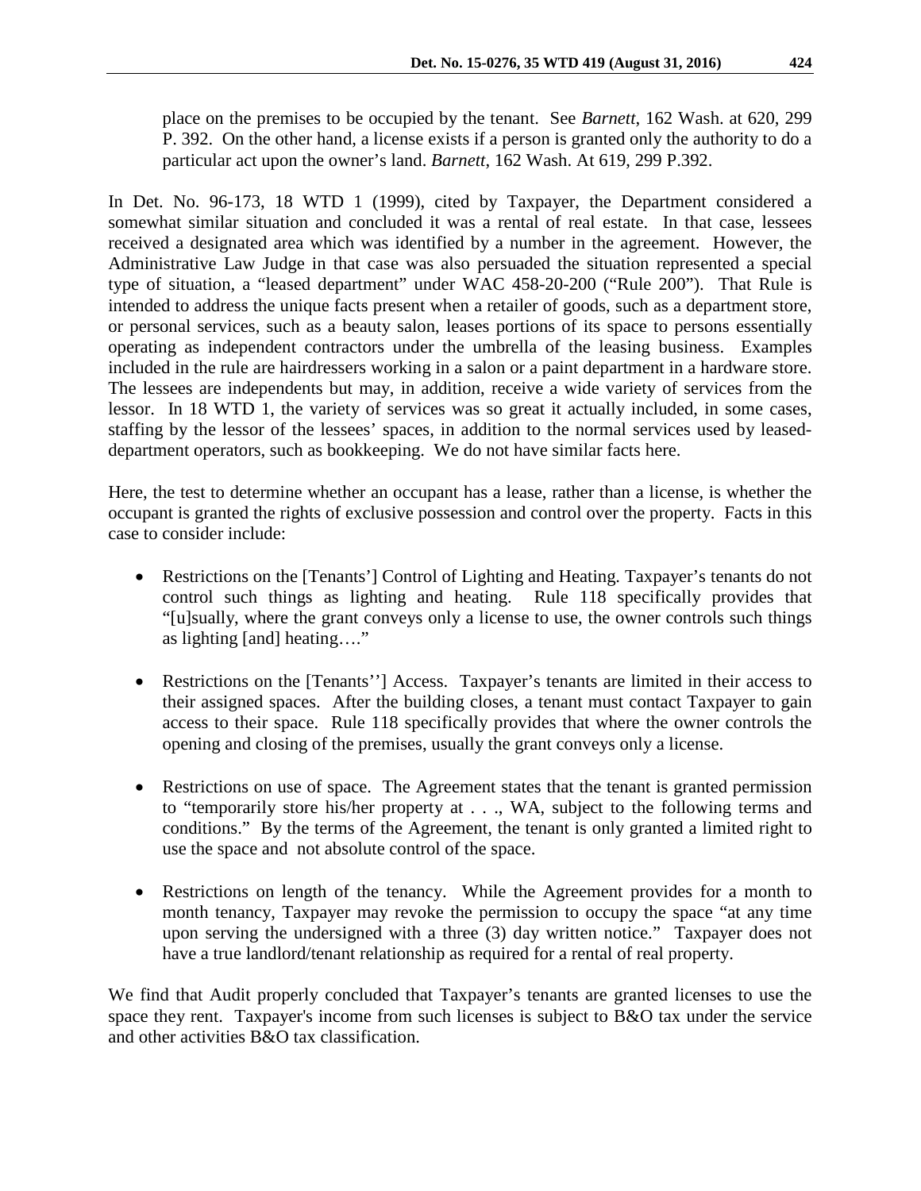place on the premises to be occupied by the tenant. See *Barnett*, 162 Wash. at 620, 299 P. 392. On the other hand, a license exists if a person is granted only the authority to do a particular act upon the owner's land. *Barnett*, 162 Wash. At 619, 299 P.392.

In Det. No. 96-173, 18 WTD 1 (1999), cited by Taxpayer, the Department considered a somewhat similar situation and concluded it was a rental of real estate. In that case, lessees received a designated area which was identified by a number in the agreement. However, the Administrative Law Judge in that case was also persuaded the situation represented a special type of situation, a "leased department" under WAC 458-20-200 ("Rule 200"). That Rule is intended to address the unique facts present when a retailer of goods, such as a department store, or personal services, such as a beauty salon, leases portions of its space to persons essentially operating as independent contractors under the umbrella of the leasing business. Examples included in the rule are hairdressers working in a salon or a paint department in a hardware store. The lessees are independents but may, in addition, receive a wide variety of services from the lessor. In 18 WTD 1, the variety of services was so great it actually included, in some cases, staffing by the lessor of the lessees' spaces, in addition to the normal services used by leased-department operators, such as bookkeeping. We do not have similar facts here.

Here, the test to determine whether an occupant has a lease, rather than a license, is whether the occupant is granted the rights of exclusive possession and control over the property. Facts in this case to consider include:

- Restrictions on the [Tenants'] Control of Lighting and Heating. Taxpayer's tenants do not control such things as lighting and heating. Rule 118 specifically provides that "[u]sually, where the grant conveys only a license to use, the owner controls such things as lighting [and] heating…."
- Restrictions on the [Tenants''] Access. Taxpayer's tenants are limited in their access to their assigned spaces. After the building closes, a tenant must contact Taxpayer to gain access to their space. Rule 118 specifically provides that where the owner controls the opening and closing of the premises, usually the grant conveys only a license.
- Restrictions on use of space. The Agreement states that the tenant is granted permission to "temporarily store his/her property at . . ., WA, subject to the following terms and conditions." By the terms of the Agreement, the tenant is only granted a limited right to use the space and not absolute control of the space.
- Restrictions on length of the tenancy. While the Agreement provides for a month to month tenancy, Taxpayer may revoke the permission to occupy the space "at any time upon serving the undersigned with a three (3) day written notice." Taxpayer does not have a true landlord/tenant relationship as required for a rental of real property.

We find that Audit properly concluded that Taxpayer's tenants are granted licenses to use the space they rent. Taxpayer's income from such licenses is subject to B&O tax under the service and other activities B&O tax classification.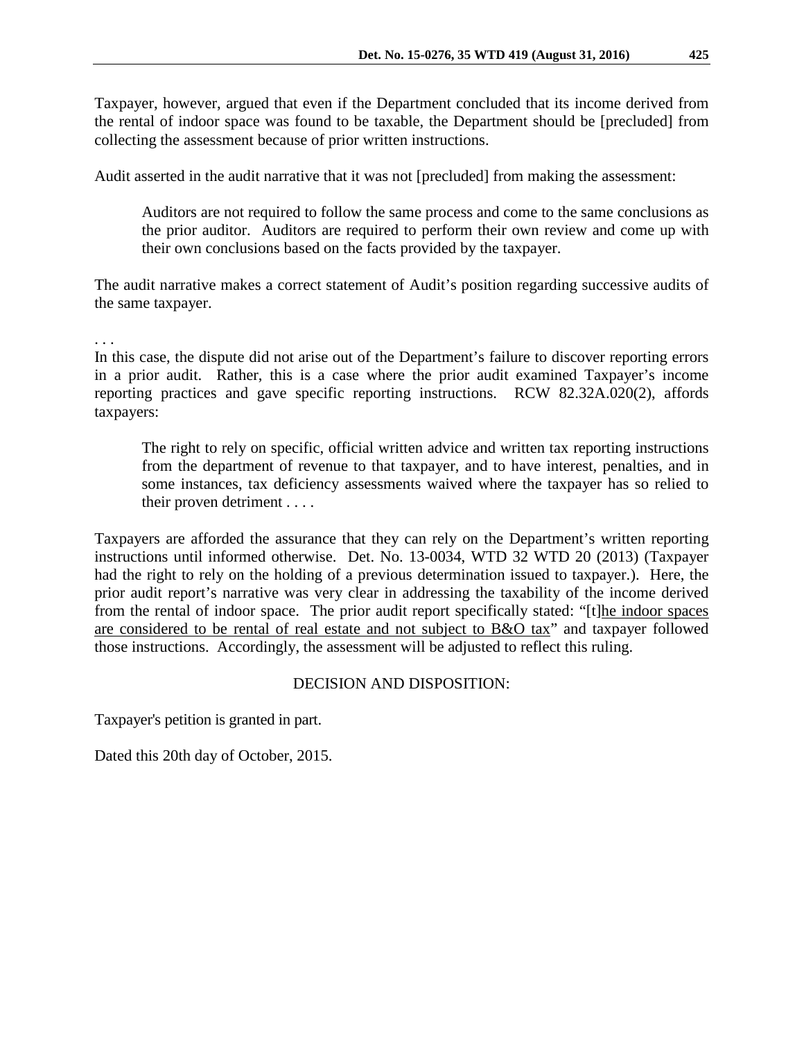Taxpayer, however, argued that even if the Department concluded that its income derived from the rental of indoor space was found to be taxable, the Department should be [precluded] from collecting the assessment because of prior written instructions.

Audit asserted in the audit narrative that it was not [precluded] from making the assessment:

> Auditors are not required to follow the same process and come to the same conclusions as the prior auditor. Auditors are required to perform their own review and come up with their own conclusions based on the facts provided by the taxpayer.

The audit narrative makes a correct statement of Audit's position regarding successive audits of the same taxpayer.

. . .

In this case, the dispute did not arise out of the Department's failure to discover reporting errors in a prior audit. Rather, this is a case where the prior audit examined Taxpayer's income reporting practices and gave specific reporting instructions. RCW 82.32A.020(2), affords taxpayers:

> The right to rely on specific, official written advice and written tax reporting instructions from the department of revenue to that taxpayer, and to have interest, penalties, and in some instances, tax deficiency assessments waived where the taxpayer has so relied to their proven detriment . . . .

Taxpayers are afforded the assurance that they can rely on the Department's written reporting instructions until informed otherwise. Det. No. 13-0034, WTD 32 WTD 20 (2013) (Taxpayer had the right to rely on the holding of a previous determination issued to taxpayer.). Here, the prior audit report's narrative was very clear in addressing the taxability of the income derived from the rental of indoor space. The prior audit report specifically stated: "[t]he indoor spaces are considered to be rental of real estate and not subject to B&O tax" and taxpayer followed those instructions. Accordingly, the assessment will be adjusted to reflect this ruling.

DECISION AND DISPOSITION:

Taxpayer's petition is granted in part.

Dated this 20th day of October, 2015.